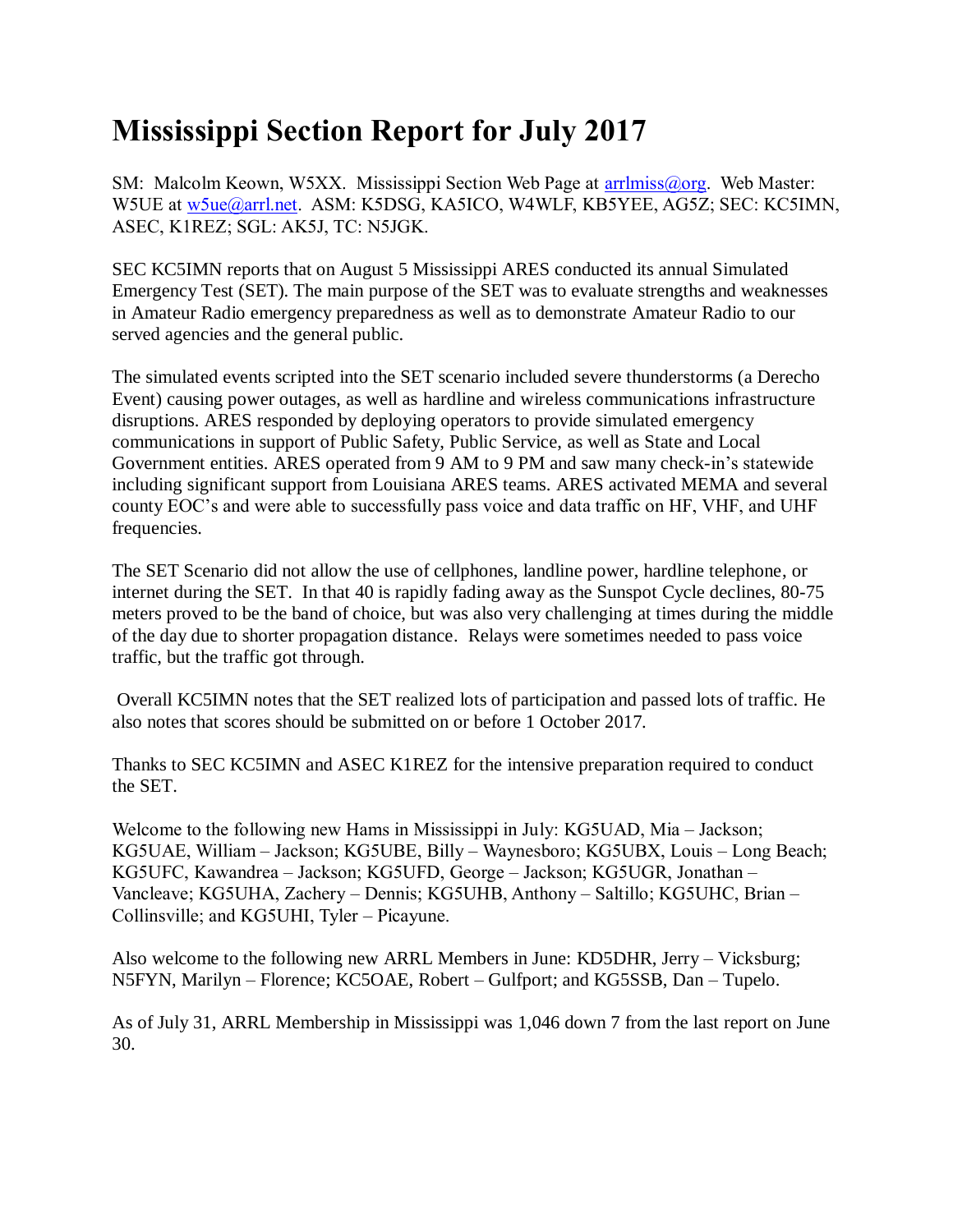# Mississippi Section Report for July 2017

SM: Malcolm Keown, W5XX. Mississippi Section Web Page at arrlmiss@org. Web Master: W5UE at w5ue@arrl.net. ASM: K5DSG, KA5ICO, W4WLF, KB5YEE, AG5Z; SEC: KC5IMN, ASEC, K1REZ; SGL: AK5J, TC: N5JGK.

SEC KC5IMN reports that on August 5 Mississippi ARES conducted its annual Simulated Emergency Test (SET). The main purpose of the SET was to evaluate strengths and weaknesses in Amateur Radio emergency preparedness as well as to demonstrate Amateur Radio to our served agencies and the general public.

The simulated events scripted into the SET scenario included severe thunderstorms (a Derecho Event) causing power outages, as well as hardline and wireless communications infrastructure disruptions. ARES responded by deploying operators to provide simulated emergency communications in support of Public Safety, Public Service, as well as State and Local Government entities. ARES operated from 9 AM to 9 PM and saw many check-in's statewide including significant support from Louisiana ARES teams. ARES activated MEMA and several county EOC's and were able to successfully pass voice and data traffic on HF, VHF, and UHF frequencies.

The SET Scenario did not allow the use of cellphones, landline power, hardline telephone, or internet during the SET. In that 40 is rapidly fading away as the Sunspot Cycle declines, 80-75 meters proved to be the band of choice, but was also very challenging at times during the middle of the day due to shorter propagation distance. Relays were sometimes needed to pass voice traffic, but the traffic got through.

Overall KC5IMN notes that the SET realized lots of participation and passed lots of traffic. He also notes that scores should be submitted on or before 1 October 2017.

Thanks to SEC KC5IMN and ASEC K1REZ for the intensive preparation required to conduct the SET.

Welcome to the following new Hams in Mississippi in July: KG5UAD, Mia – Jackson; KG5UAE, William – Jackson; KG5UBE, Billy – Waynesboro; KG5UBX, Louis – Long Beach; KG5UFC, Kawandrea – Jackson; KG5UFD, George – Jackson; KG5UGR, Jonathan – Vancleave; KG5UHA, Zachery – Dennis; KG5UHB, Anthony – Saltillo; KG5UHC, Brian – Collinsville; and KG5UHI, Tyler – Picayune.

Also welcome to the following new ARRL Members in June: KD5DHR, Jerry – Vicksburg; N5FYN, Marilyn – Florence; KC5OAE, Robert – Gulfport; and KG5SSB, Dan – Tupelo.

As of July 31, ARRL Membership in Mississippi was 1,046 down 7 from the last report on June 30.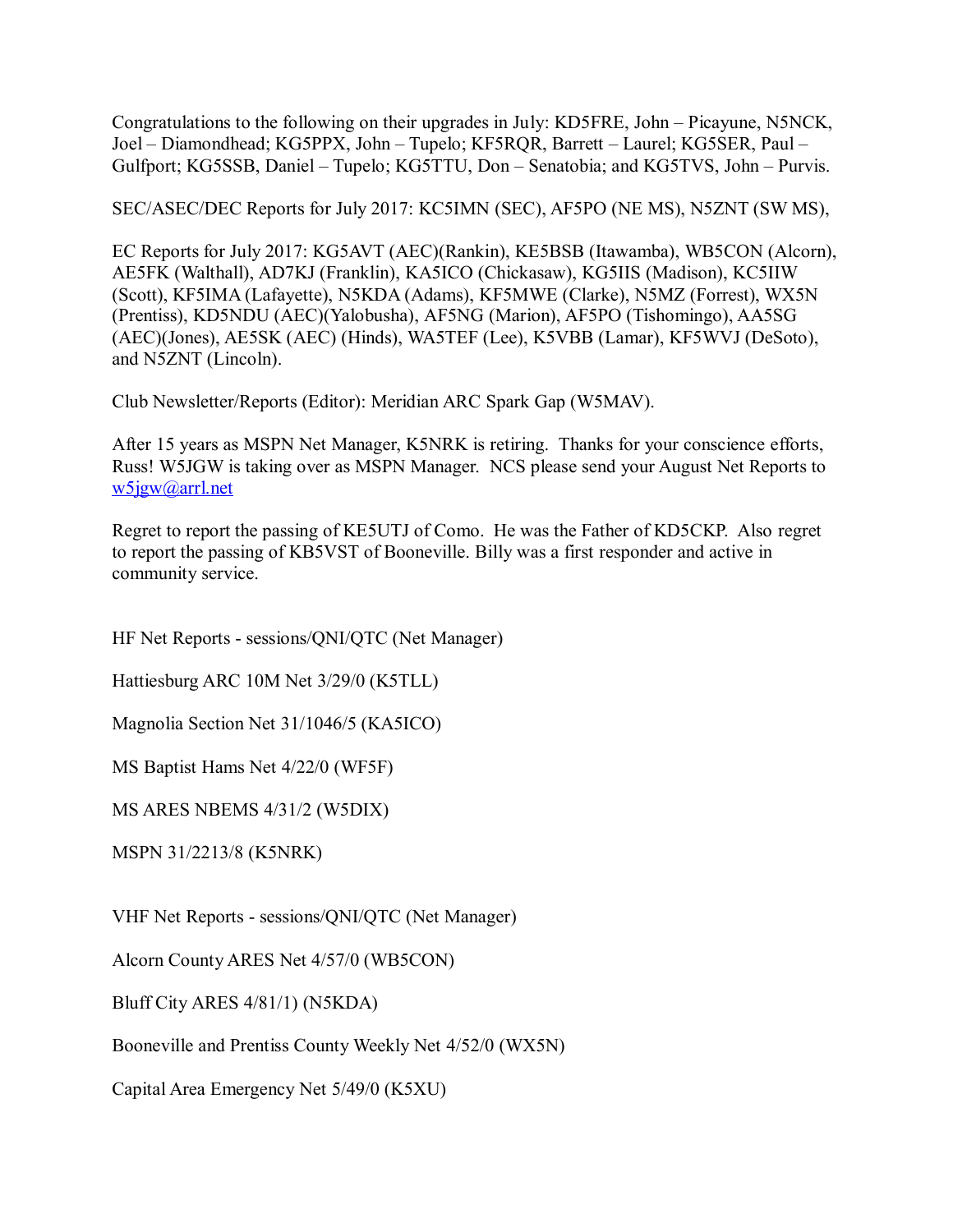Congratulations to the following on their upgrades in July: KD5FRE, John – Picayune, N5NCK, Joel – Diamondhead; KG5PPX, John – Tupelo; KF5RQR, Barrett – Laurel; KG5SER, Paul – Gulfport; KG5SSB, Daniel – Tupelo; KG5TTU, Don – Senatobia; and KG5TVS, John – Purvis.

SEC/ASEC/DEC Reports for July 2017: KC5IMN (SEC), AF5PO (NE MS), N5ZNT (SW MS),

EC Reports for July 2017: KG5AVT (AEC)(Rankin), KE5BSB (Itawamba), WB5CON (Alcorn), AE5FK (Walthall), AD7KJ (Franklin), KA5ICO (Chickasaw), KG5IIS (Madison), KC5IIW (Scott), KF5IMA (Lafayette), N5KDA (Adams), KF5MWE (Clarke), N5MZ (Forrest), WX5N (Prentiss), KD5NDU (AEC)(Yalobusha), AF5NG (Marion), AF5PO (Tishomingo), AA5SG (AEC)(Jones), AE5SK (AEC) (Hinds), WA5TEF (Lee), K5VBB (Lamar), KF5WVJ (DeSoto), and N5ZNT (Lincoln).

Club Newsletter/Reports (Editor): Meridian ARC Spark Gap (W5MAV).

After 15 years as MSPN Net Manager, K5NRK is retiring. Thanks for your conscience efforts, Russ! W5JGW is taking over as MSPN Manager. NCS please send your August Net Reports to w5jgw@arrl.net

Regret to report the passing of KE5UTJ of Como. He was the Father of KD5CKP. Also regret to report the passing of KB5VST of Booneville. Billy was a first responder and active in community service.

HF Net Reports - sessions/QNI/QTC (Net Manager)

Hattiesburg ARC 10M Net 3/29/0 (K5TLL)

Magnolia Section Net 31/1046/5 (KA5ICO)

MS Baptist Hams Net 4/22/0 (WF5F)

MS ARES NBEMS 4/31/2 (W5DIX)

MSPN 31/2213/8 (K5NRK)

VHF Net Reports - sessions/QNI/QTC (Net Manager)

Alcorn County ARES Net 4/57/0 (WB5CON)

Bluff City ARES 4/81/1) (N5KDA)

Booneville and Prentiss County Weekly Net 4/52/0 (WX5N)

Capital Area Emergency Net 5/49/0 (K5XU)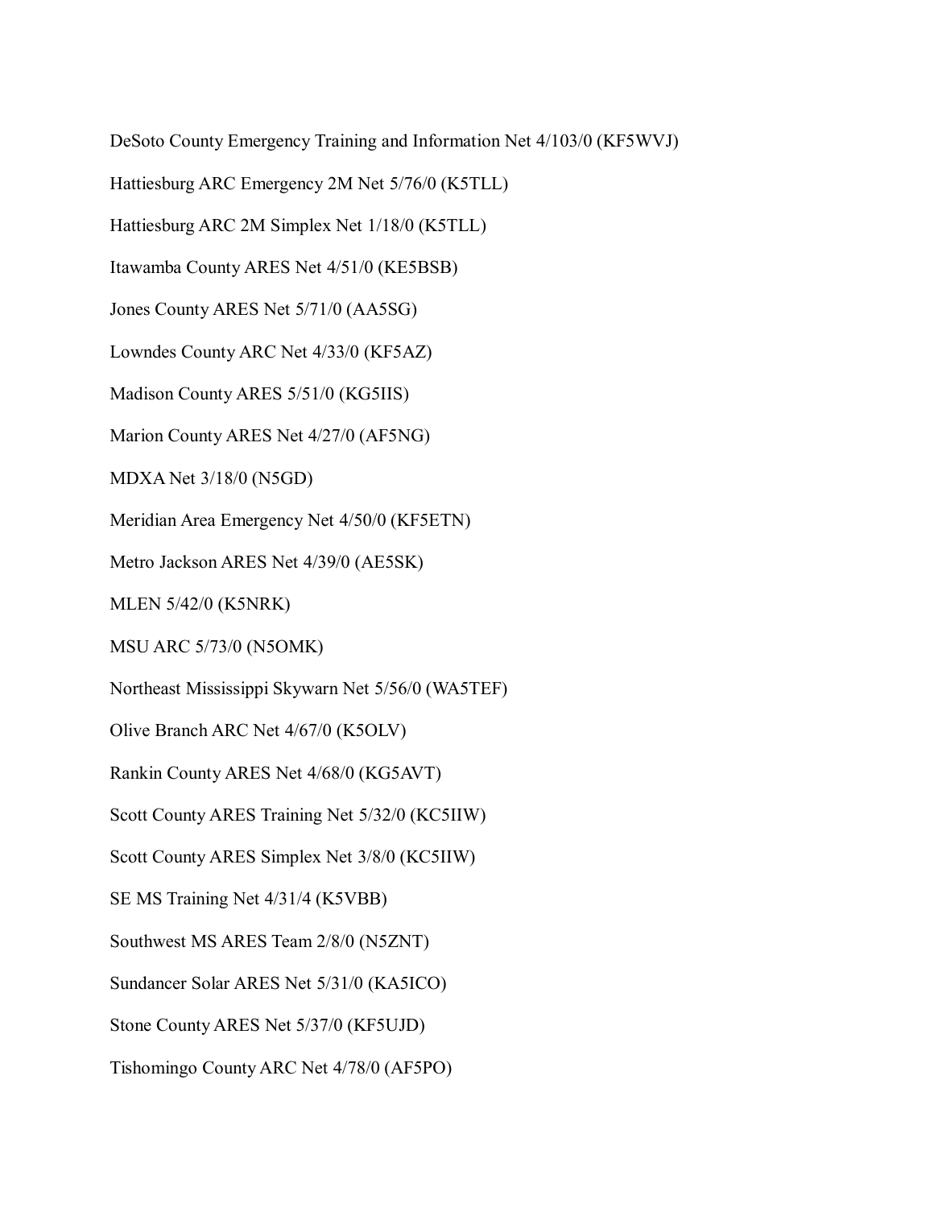DeSoto County Emergency Training and Information Net 4/103/0 (KF5WVJ)

Hattiesburg ARC Emergency 2M Net 5/76/0 (K5TLL)

Hattiesburg ARC 2M Simplex Net 1/18/0 (K5TLL)

Itawamba County ARES Net 4/51/0 (KE5BSB)

Jones County ARES Net 5/71/0 (AA5SG)

Lowndes County ARC Net 4/33/0 (KF5AZ)

Madison County ARES 5/51/0 (KG5IIS)

Marion County ARES Net 4/27/0 (AF5NG)

MDXA Net 3/18/0 (N5GD)

Meridian Area Emergency Net 4/50/0 (KF5ETN)

Metro Jackson ARES Net 4/39/0 (AE5SK)

MLEN 5/42/0 (K5NRK)

MSU ARC 5/73/0 (N5OMK)

Northeast Mississippi Skywarn Net 5/56/0 (WA5TEF)

Olive Branch ARC Net 4/67/0 (K5OLV)

Rankin County ARES Net 4/68/0 (KG5AVT)

Scott County ARES Training Net 5/32/0 (KC5IIW)

Scott County ARES Simplex Net 3/8/0 (KC5IIW)

SE MS Training Net 4/31/4 (K5VBB)

Southwest MS ARES Team 2/8/0 (N5ZNT)

Sundancer Solar ARES Net 5/31/0 (KA5ICO)

Stone County ARES Net 5/37/0 (KF5UJD)

Tishomingo County ARC Net 4/78/0 (AF5PO)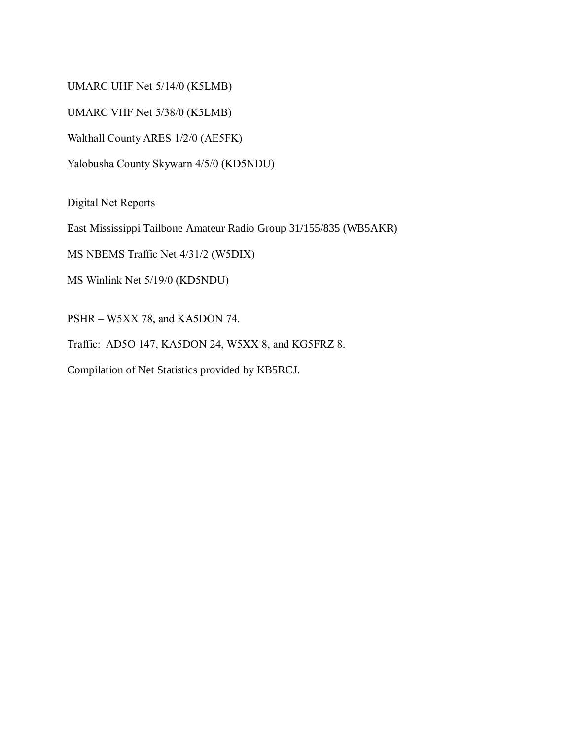UMARC UHF Net 5/14/0 (K5LMB)

UMARC VHF Net 5/38/0 (K5LMB)

Walthall County ARES 1/2/0 (AE5FK)

Yalobusha County Skywarn 4/5/0 (KD5NDU)

Digital Net Reports

East Mississippi Tailbone Amateur Radio Group 31/155/835 (WB5AKR)

MS NBEMS Traffic Net 4/31/2 (W5DIX)

MS Winlink Net 5/19/0 (KD5NDU)

PSHR – W5XX 78, and KA5DON 74.

Traffic: AD5O 147, KA5DON 24, W5XX 8, and KG5FRZ 8.

Compilation of Net Statistics provided by KB5RCJ.